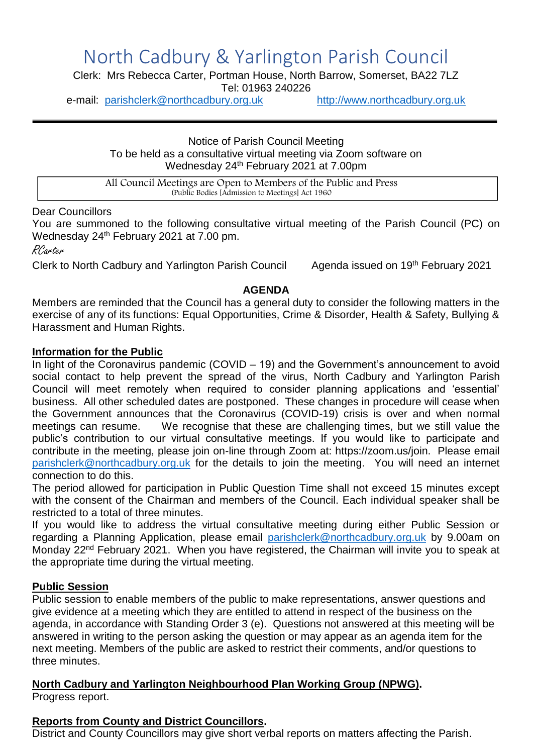# North Cadbury & Yarlington Parish Council

Clerk: Mrs Rebecca Carter, Portman House, North Barrow, Somerset, BA22 7LZ
Tel: 01963 240226
e-mail: parishclerk@northcadbury.org.uk http://www.northcadbury.org.uk

---

Notice of Parish Council Meeting
To be held as a consultative virtual meeting via Zoom software on
Wednesday 24th February 2021 at 7.00pm

All Council Meetings are Open to Members of the Public and Press
(Public Bodies [Admission to Meetings] Act 1960

Dear Councillors

You are summoned to the following consultative virtual meeting of the Parish Council (PC) on Wednesday 24th February 2021 at 7.00 pm.

RCarter

Clerk to North Cadbury and Yarlington Parish Council Agenda issued on 19th February 2021

## AGENDA

Members are reminded that the Council has a general duty to consider the following matters in the exercise of any of its functions: Equal Opportunities, Crime & Disorder, Health & Safety, Bullying & Harassment and Human Rights.

**Information for the Public**

In light of the Coronavirus pandemic (COVID – 19) and the Government's announcement to avoid social contact to help prevent the spread of the virus, North Cadbury and Yarlington Parish Council will meet remotely when required to consider planning applications and 'essential' business. All other scheduled dates are postponed. These changes in procedure will cease when the Government announces that the Coronavirus (COVID-19) crisis is over and when normal meetings can resume. We recognise that these are challenging times, but we still value the public's contribution to our virtual consultative meetings. If you would like to participate and contribute in the meeting, please join on-line through Zoom at: https://zoom.us/join. Please email parishclerk@northcadbury.org.uk for the details to join the meeting. You will need an internet connection to do this.

The period allowed for participation in Public Question Time shall not exceed 15 minutes except with the consent of the Chairman and members of the Council. Each individual speaker shall be restricted to a total of three minutes.

If you would like to address the virtual consultative meeting during either Public Session or regarding a Planning Application, please email parishclerk@northcadbury.org.uk by 9.00am on Monday 22nd February 2021. When you have registered, the Chairman will invite you to speak at the appropriate time during the virtual meeting.

**Public Session**

Public session to enable members of the public to make representations, answer questions and give evidence at a meeting which they are entitled to attend in respect of the business on the agenda, in accordance with Standing Order 3 (e). Questions not answered at this meeting will be answered in writing to the person asking the question or may appear as an agenda item for the next meeting. Members of the public are asked to restrict their comments, and/or questions to three minutes.

**North Cadbury and Yarlington Neighbourhood Plan Working Group (NPWG).**

Progress report.

**Reports from County and District Councillors.**

District and County Councillors may give short verbal reports on matters affecting the Parish.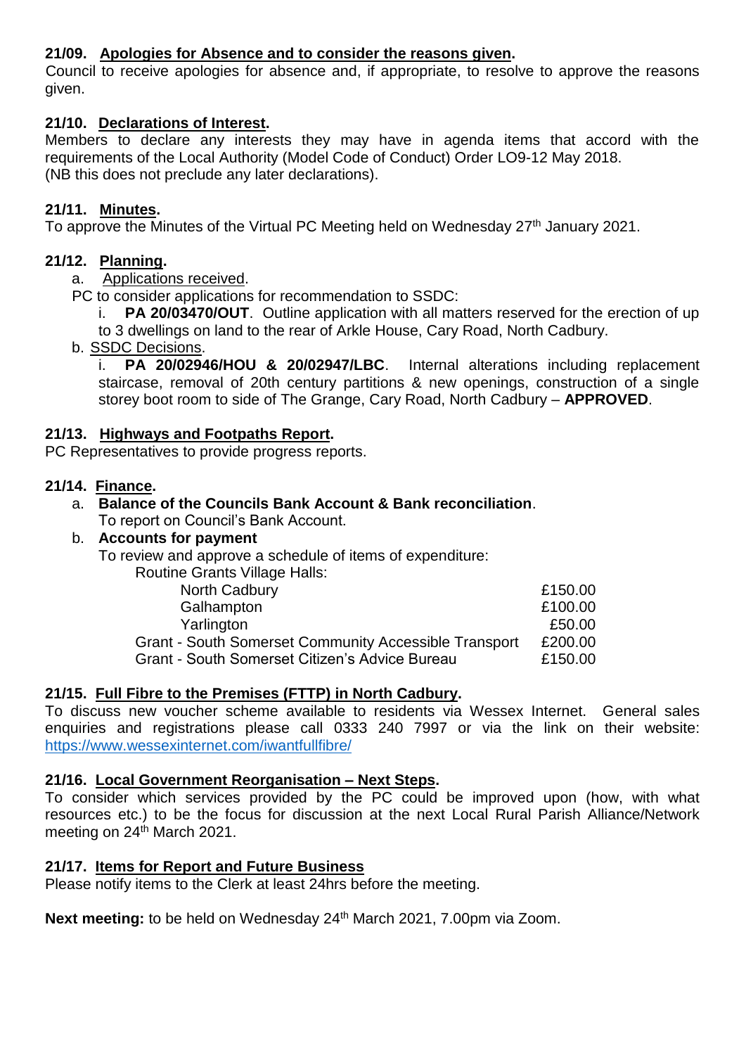**21/09. Apologies for Absence and to consider the reasons given.**

Council to receive apologies for absence and, if appropriate, to resolve to approve the reasons given.

**21/10. Declarations of Interest.**

Members to declare any interests they may have in agenda items that accord with the requirements of the Local Authority (Model Code of Conduct) Order LO9-12 May 2018.
(NB this does not preclude any later declarations).

**21/11. Minutes.**

To approve the Minutes of the Virtual PC Meeting held on Wednesday 27th January 2021.

**21/12. Planning.**

a. Applications received.

PC to consider applications for recommendation to SSDC:

i. **PA 20/03470/OUT**. Outline application with all matters reserved for the erection of up to 3 dwellings on land to the rear of Arkle House, Cary Road, North Cadbury.

b. SSDC Decisions.

i. **PA 20/02946/HOU & 20/02947/LBC**. Internal alterations including replacement staircase, removal of 20th century partitions & new openings, construction of a single storey boot room to side of The Grange, Cary Road, North Cadbury – **APPROVED**.

**21/13. Highways and Footpaths Report.**

PC Representatives to provide progress reports.

**21/14. Finance.**

a. **Balance of the Councils Bank Account & Bank reconciliation**.
To report on Council's Bank Account.

b. **Accounts for payment**
To review and approve a schedule of items of expenditure:

| | |
|---|---|
| Routine Grants Village Halls: | |
| North Cadbury | £150.00 |
| Galhampton | £100.00 |
| Yarlington | £50.00 |
| Grant - South Somerset Community Accessible Transport | £200.00 |
| Grant - South Somerset Citizen's Advice Bureau | £150.00 |

**21/15. Full Fibre to the Premises (FTTP) in North Cadbury.**

To discuss new voucher scheme available to residents via Wessex Internet. General sales enquiries and registrations please call 0333 240 7997 or via the link on their website: https://www.wessexinternet.com/iwantfullfibre/

**21/16. Local Government Reorganisation – Next Steps.**

To consider which services provided by the PC could be improved upon (how, with what resources etc.) to be the focus for discussion at the next Local Rural Parish Alliance/Network meeting on 24th March 2021.

**21/17. Items for Report and Future Business**

Please notify items to the Clerk at least 24hrs before the meeting.

**Next meeting:** to be held on Wednesday 24th March 2021, 7.00pm via Zoom.